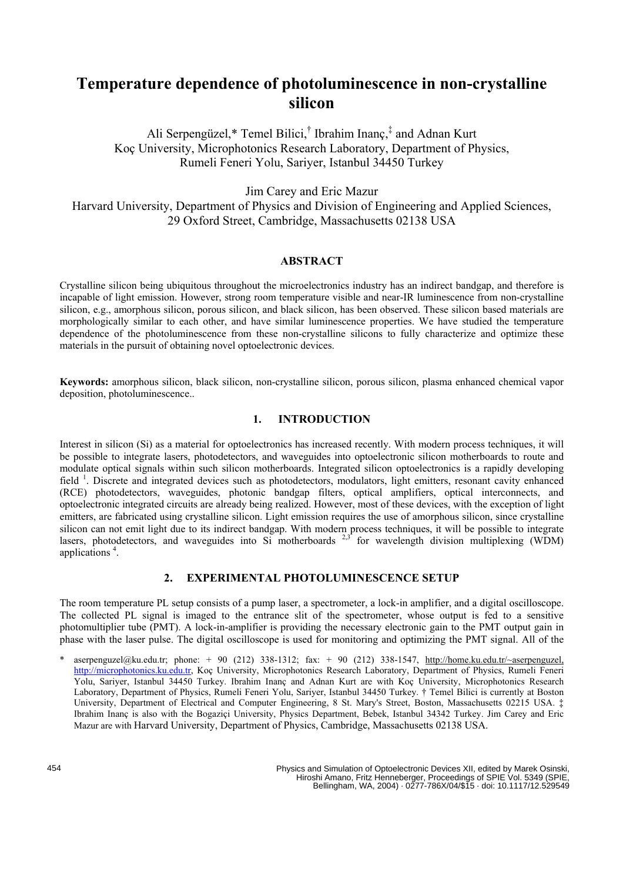# Temperature dependence of photoluminescence in non-crystalline silicon

Ali Serpengüzel,* Temel Bilici,† Ibrahim Inanç,‡ and Adnan Kurt
Koç University, Microphotonics Research Laboratory, Department of Physics,
Rumeli Feneri Yolu, Sariyer, Istanbul 34450 Turkey

Jim Carey and Eric Mazur
Harvard University, Department of Physics and Division of Engineering and Applied Sciences,
29 Oxford Street, Cambridge, Massachusetts 02138 USA

### ABSTRACT

Crystalline silicon being ubiquitous throughout the microelectronics industry has an indirect bandgap, and therefore is incapable of light emission. However, strong room temperature visible and near-IR luminescence from non-crystalline silicon, e.g., amorphous silicon, porous silicon, and black silicon, has been observed. These silicon based materials are morphologically similar to each other, and have similar luminescence properties. We have studied the temperature dependence of the photoluminescence from these non-crystalline silicons to fully characterize and optimize these materials in the pursuit of obtaining novel optoelectronic devices.

**Keywords:** amorphous silicon, black silicon, non-crystalline silicon, porous silicon, plasma enhanced chemical vapor deposition, photoluminescence..

## 1. INTRODUCTION

Interest in silicon (Si) as a material for optoelectronics has increased recently. With modern process techniques, it will be possible to integrate lasers, photodetectors, and waveguides into optoelectronic silicon motherboards to route and modulate optical signals within such silicon motherboards. Integrated silicon optoelectronics is a rapidly developing field [1]. Discrete and integrated devices such as photodetectors, modulators, light emitters, resonant cavity enhanced (RCE) photodetectors, waveguides, photonic bandgap filters, optical amplifiers, optical interconnects, and optoelectronic integrated circuits are already being realized. However, most of these devices, with the exception of light emitters, are fabricated using crystalline silicon. Light emission requires the use of amorphous silicon, since crystalline silicon can not emit light due to its indirect bandgap. With modern process techniques, it will be possible to integrate lasers, photodetectors, and waveguides into Si motherboards [2,3] for wavelength division multiplexing (WDM) applications [4].

## 2. EXPERIMENTAL PHOTOLUMINESCENCE SETUP

The room temperature PL setup consists of a pump laser, a spectrometer, a lock-in amplifier, and a digital oscilloscope. The collected PL signal is imaged to the entrance slit of the spectrometer, whose output is fed to a sensitive photomultiplier tube (PMT). A lock-in-amplifier is providing the necessary electronic gain to the PMT output gain in phase with the laser pulse. The digital oscilloscope is used for monitoring and optimizing the PMT signal. All of the

\* aserpenguzel@ku.edu.tr; phone: + 90 (212) 338-1312; fax: + 90 (212) 338-1547, http://home.ku.edu.tr/~aserpenguzel, http://microphotonics.ku.edu.tr, Koç University, Microphotonics Research Laboratory, Department of Physics, Rumeli Feneri Yolu, Sariyer, Istanbul 34450 Turkey. Ibrahim Inanç and Adnan Kurt are with Koç University, Microphotonics Research Laboratory, Department of Physics, Rumeli Feneri Yolu, Sariyer, Istanbul 34450 Turkey. † Temel Bilici is currently at Boston University, Department of Electrical and Computer Engineering, 8 St. Mary's Street, Boston, Massachusetts 02215 USA. ‡ Ibrahim Inanç is also with the Bogaziçi University, Physics Department, Bebek, Istanbul 34342 Turkey. Jim Carey and Eric Mazur are with Harvard University, Department of Physics, Cambridge, Massachusetts 02138 USA.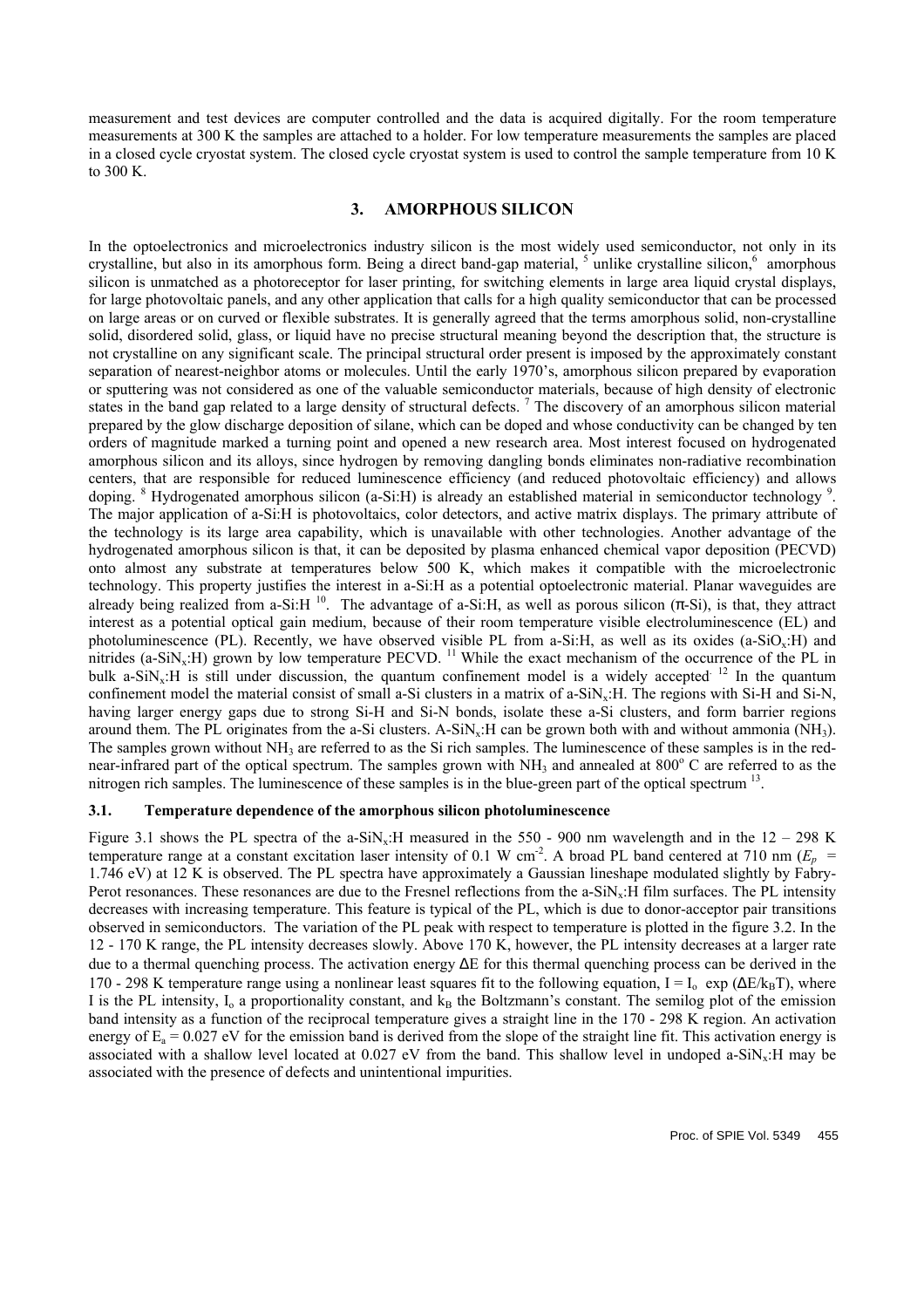measurement and test devices are computer controlled and the data is acquired digitally. For the room temperature measurements at 300 K the samples are attached to a holder. For low temperature measurements the samples are placed in a closed cycle cryostat system. The closed cycle cryostat system is used to control the sample temperature from 10 K to 300 K.

## 3. AMORPHOUS SILICON

In the optoelectronics and microelectronics industry silicon is the most widely used semiconductor, not only in its crystalline, but also in its amorphous form. Being a direct band-gap material, [5] unlike crystalline silicon,[6] amorphous silicon is unmatched as a photoreceptor for laser printing, for switching elements in large area liquid crystal displays, for large photovoltaic panels, and any other application that calls for a high quality semiconductor that can be processed on large areas or on curved or flexible substrates. It is generally agreed that the terms amorphous solid, non-crystalline solid, disordered solid, glass, or liquid have no precise structural meaning beyond the description that, the structure is not crystalline on any significant scale. The principal structural order present is imposed by the approximately constant separation of nearest-neighbor atoms or molecules. Until the early 1970's, amorphous silicon prepared by evaporation or sputtering was not considered as one of the valuable semiconductor materials, because of high density of electronic states in the band gap related to a large density of structural defects. [7] The discovery of an amorphous silicon material prepared by the glow discharge deposition of silane, which can be doped and whose conductivity can be changed by ten orders of magnitude marked a turning point and opened a new research area. Most interest focused on hydrogenated amorphous silicon and its alloys, since hydrogen by removing dangling bonds eliminates non-radiative recombination centers, that are responsible for reduced luminescence efficiency (and reduced photovoltaic efficiency) and allows doping. [8] Hydrogenated amorphous silicon (a-Si:H) is already an established material in semiconductor technology [9]. The major application of a-Si:H is photovoltaics, color detectors, and active matrix displays. The primary attribute of the technology is its large area capability, which is unavailable with other technologies. Another advantage of the hydrogenated amorphous silicon is that, it can be deposited by plasma enhanced chemical vapor deposition (PECVD) onto almost any substrate at temperatures below 500 K, which makes it compatible with the microelectronic technology. This property justifies the interest in a-Si:H as a potential optoelectronic material. Planar waveguides are already being realized from a-Si:H [10]. The advantage of a-Si:H, as well as porous silicon (π-Si), is that, they attract interest as a potential optical gain medium, because of their room temperature visible electroluminescence (EL) and photoluminescence (PL). Recently, we have observed visible PL from a-Si:H, as well as its oxides (a-$SiO_x$:H) and nitrides (a-$SiN_x$:H) grown by low temperature PECVD. [11] While the exact mechanism of the occurrence of the PL in bulk a-$SiN_x$:H is still under discussion, the quantum confinement model is a widely accepted [12] In the quantum confinement model the material consist of small a-Si clusters in a matrix of a-$SiN_x$:H. The regions with Si-H and Si-N, having larger energy gaps due to strong Si-H and Si-N bonds, isolate these a-Si clusters, and form barrier regions around them. The PL originates from the a-Si clusters. A-$SiN_x$:H can be grown both with and without ammonia ($NH_3$). The samples grown without $NH_3$ are referred to as the Si rich samples. The luminescence of these samples is in the red-near-infrared part of the optical spectrum. The samples grown with $NH_3$ and annealed at 800° C are referred to as the nitrogen rich samples. The luminescence of these samples is in the blue-green part of the optical spectrum [13].

### 3.1. Temperature dependence of the amorphous silicon photoluminescence

Figure 3.1 shows the PL spectra of the a-$SiN_x$:H measured in the 550 - 900 nm wavelength and in the 12 – 298 K temperature range at a constant excitation laser intensity of 0.1 W cm$^{-2}$. A broad PL band centered at 710 nm ($E_p$ = 1.746 eV) at 12 K is observed. The PL spectra have approximately a Gaussian lineshape modulated slightly by Fabry-Perot resonances. These resonances are due to the Fresnel reflections from the a-$SiN_x$:H film surfaces. The PL intensity decreases with increasing temperature. This feature is typical of the PL, which is due to donor-acceptor pair transitions observed in semiconductors. The variation of the PL peak with respect to temperature is plotted in the figure 3.2. In the 12 - 170 K range, the PL intensity decreases slowly. Above 170 K, however, the PL intensity decreases at a larger rate due to a thermal quenching process. The activation energy ΔE for this thermal quenching process can be derived in the 170 - 298 K temperature range using a nonlinear least squares fit to the following equation, $I = I_o \exp(\Delta E/k_B T)$, where I is the PL intensity, $I_o$ a proportionality constant, and $k_B$ the Boltzmann's constant. The semilog plot of the emission band intensity as a function of the reciprocal temperature gives a straight line in the 170 - 298 K region. An activation energy of $E_a$ = 0.027 eV for the emission band is derived from the slope of the straight line fit. This activation energy is associated with a shallow level located at 0.027 eV from the band. This shallow level in undoped a-$SiN_x$:H may be associated with the presence of defects and unintentional impurities.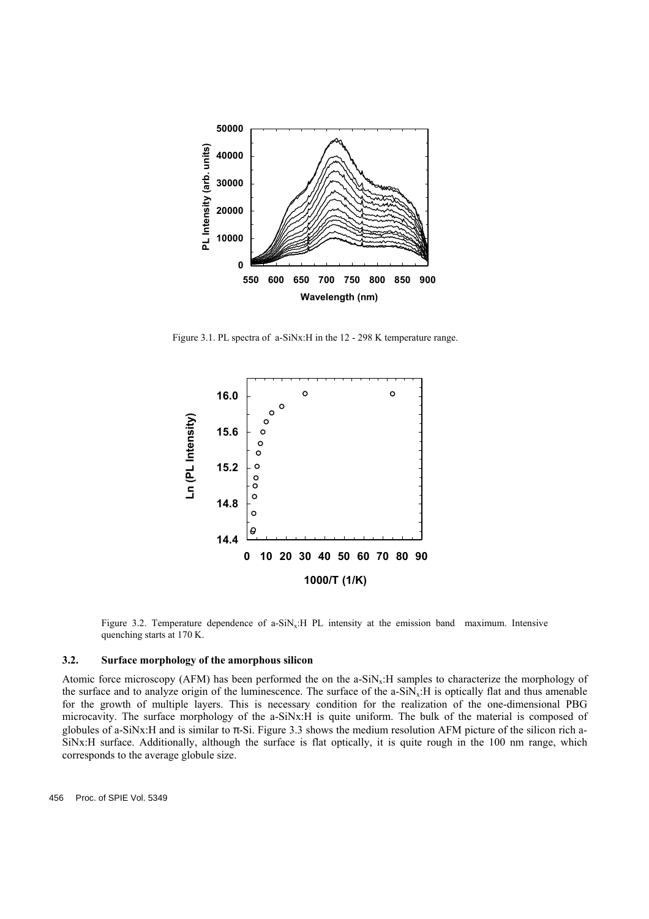Figure 3.1. PL spectra of a-SiNx:H in the 12 - 298 K temperature range.

Figure 3.2. Temperature dependence of a-$SiN_x$:H PL intensity at the emission band maximum. Intensive quenching starts at 170 K.

### 3.2. Surface morphology of the amorphous silicon

Atomic force microscopy (AFM) has been performed the on the a-$SiN_x$:H samples to characterize the morphology of the surface and to analyze origin of the luminescence. The surface of the a-$SiN_x$:H is optically flat and thus amenable for the growth of multiple layers. This is necessary condition for the realization of the one-dimensional PBG microcavity. The surface morphology of the a-SiNx:H is quite uniform. The bulk of the material is composed of globules of a-SiNx:H and is similar to π-Si. Figure 3.3 shows the medium resolution AFM picture of the silicon rich a-SiNx:H surface. Additionally, although the surface is flat optically, it is quite rough in the 100 nm range, which corresponds to the average globule size.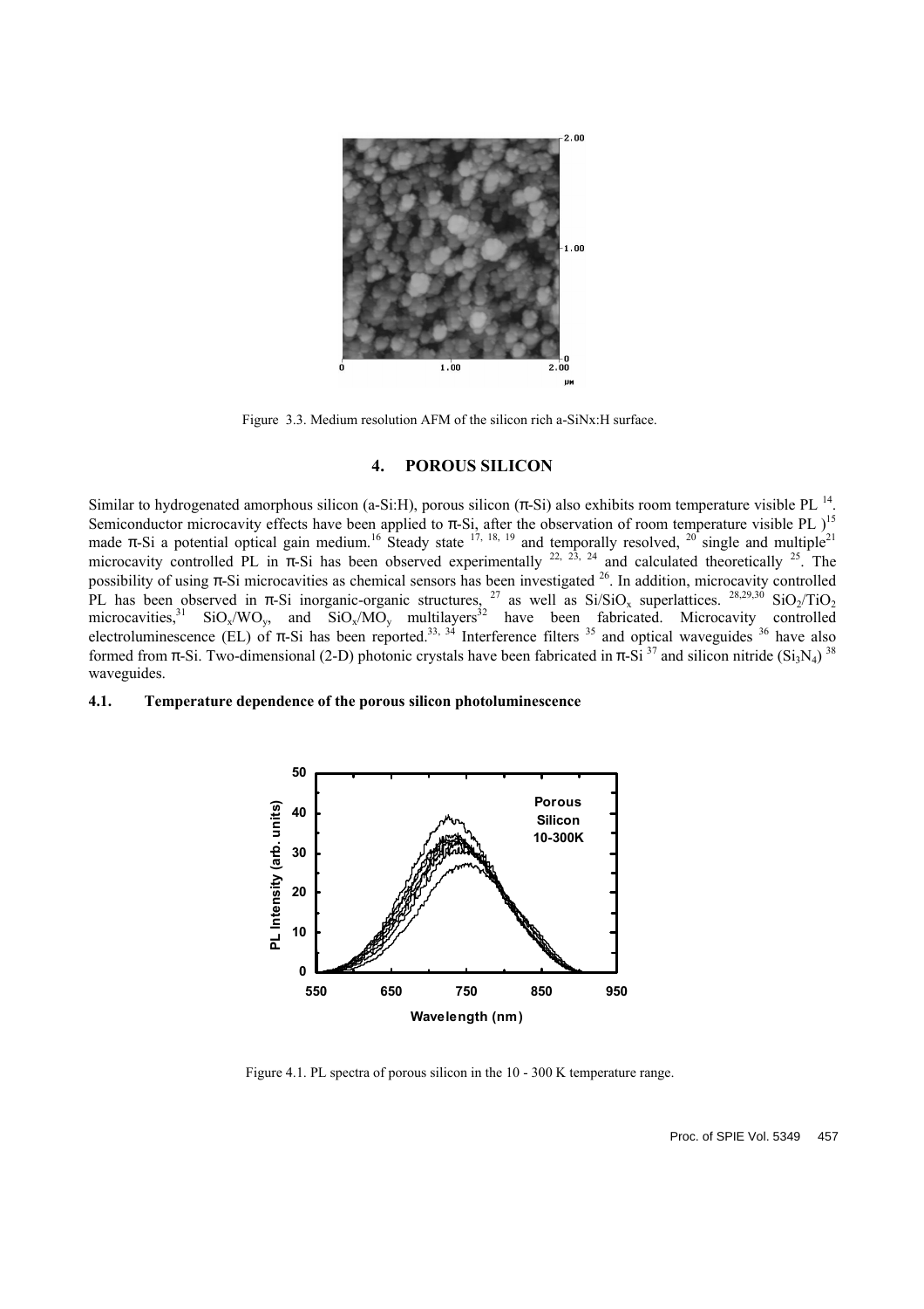Figure 3.3. Medium resolution AFM of the silicon rich a-SiNx:H surface.

## 4. POROUS SILICON

Similar to hydrogenated amorphous silicon (a-Si:H), porous silicon (π-Si) also exhibits room temperature visible PL [14]. Semiconductor microcavity effects have been applied to π-Si, after the observation of room temperature visible PL )[15] made π-Si a potential optical gain medium.[16] Steady state [17, 18, 19] and temporally resolved, [20] single and multiple[21] microcavity controlled PL in π-Si has been observed experimentally [22, 23, 24] and calculated theoretically [25]. The possibility of using π-Si microcavities as chemical sensors has been investigated [26]. In addition, microcavity controlled PL has been observed in π-Si inorganic-organic structures, [27] as well as $Si/SiO_x$ superlattices. [28,29,30] $SiO_2/TiO_2$ microcavities,[31] $SiO_x/WO_y$, and $SiO_x/MO_y$ multilayers[32] have been fabricated. Microcavity controlled electroluminescence (EL) of π-Si has been reported.[33, 34] Interference filters [35] and optical waveguides [36] have also formed from π-Si. Two-dimensional (2-D) photonic crystals have been fabricated in π-Si [37] and silicon nitride ($Si_3N_4$) [38] waveguides.

### 4.1. Temperature dependence of the porous silicon photoluminescence

Figure 4.1. PL spectra of porous silicon in the 10 - 300 K temperature range.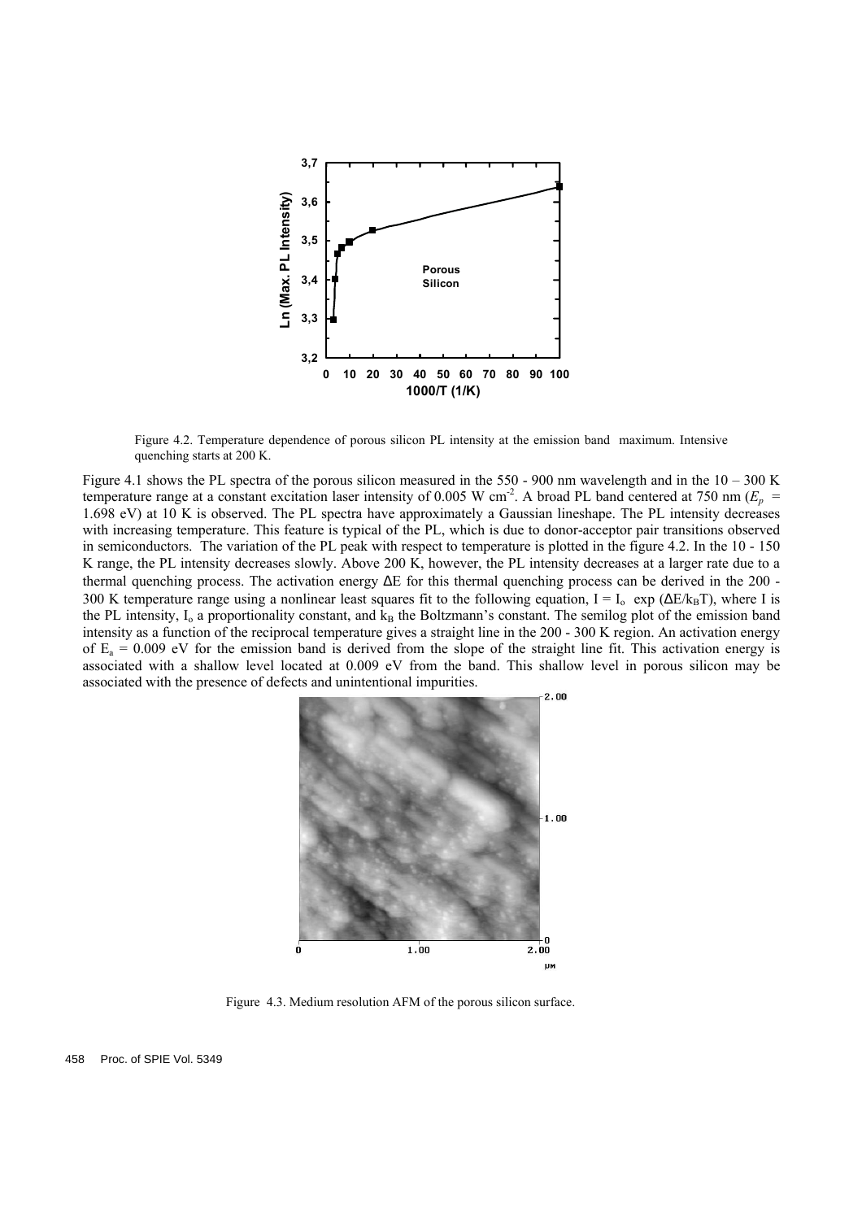Figure 4.2. Temperature dependence of porous silicon PL intensity at the emission band maximum. Intensive quenching starts at 200 K.

Figure 4.1 shows the PL spectra of the porous silicon measured in the 550 - 900 nm wavelength and in the 10 – 300 K temperature range at a constant excitation laser intensity of 0.005 W cm$^{-2}$. A broad PL band centered at 750 nm ($E_p$ = 1.698 eV) at 10 K is observed. The PL spectra have approximately a Gaussian lineshape. The PL intensity decreases with increasing temperature. This feature is typical of the PL, which is due to donor-acceptor pair transitions observed in semiconductors. The variation of the PL peak with respect to temperature is plotted in the figure 4.2. In the 10 - 150 K range, the PL intensity decreases slowly. Above 200 K, however, the PL intensity decreases at a larger rate due to a thermal quenching process. The activation energy ΔE for this thermal quenching process can be derived in the 200 - 300 K temperature range using a nonlinear least squares fit to the following equation, $I = I_o \exp(\Delta E/k_B T)$, where I is the PL intensity, $I_o$ a proportionality constant, and $k_B$ the Boltzmann's constant. The semilog plot of the emission band intensity as a function of the reciprocal temperature gives a straight line in the 200 - 300 K region. An activation energy of $E_a$ = 0.009 eV for the emission band is derived from the slope of the straight line fit. This activation energy is associated with a shallow level located at 0.009 eV from the band. This shallow level in porous silicon may be associated with the presence of defects and unintentional impurities.

Figure 4.3. Medium resolution AFM of the porous silicon surface.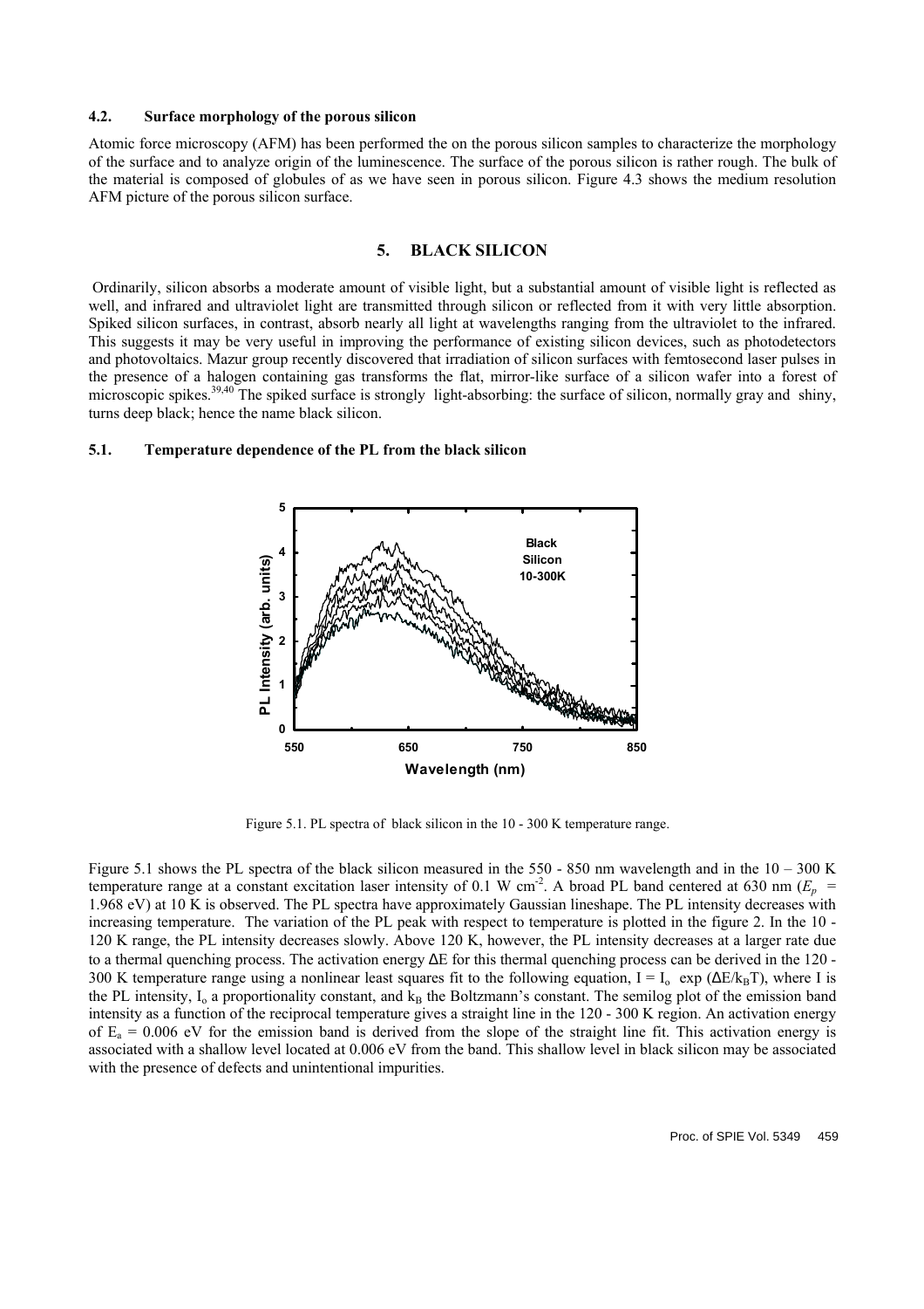### 4.2. Surface morphology of the porous silicon

Atomic force microscopy (AFM) has been performed the on the porous silicon samples to characterize the morphology of the surface and to analyze origin of the luminescence. The surface of the porous silicon is rather rough. The bulk of the material is composed of globules of as we have seen in porous silicon. Figure 4.3 shows the medium resolution AFM picture of the porous silicon surface.

## 5. BLACK SILICON

Ordinarily, silicon absorbs a moderate amount of visible light, but a substantial amount of visible light is reflected as well, and infrared and ultraviolet light are transmitted through silicon or reflected from it with very little absorption. Spiked silicon surfaces, in contrast, absorb nearly all light at wavelengths ranging from the ultraviolet to the infrared. This suggests it may be very useful in improving the performance of existing silicon devices, such as photodetectors and photovoltaics. Mazur group recently discovered that irradiation of silicon surfaces with femtosecond laser pulses in the presence of a halogen containing gas transforms the flat, mirror-like surface of a silicon wafer into a forest of microscopic spikes.[39,40] The spiked surface is strongly light-absorbing: the surface of silicon, normally gray and shiny, turns deep black; hence the name black silicon.

### 5.1. Temperature dependence of the PL from the black silicon

Figure 5.1. PL spectra of black silicon in the 10 - 300 K temperature range.

Figure 5.1 shows the PL spectra of the black silicon measured in the 550 - 850 nm wavelength and in the 10 – 300 K temperature range at a constant excitation laser intensity of 0.1 W cm$^{-2}$. A broad PL band centered at 630 nm ($E_p$ = 1.968 eV) at 10 K is observed. The PL spectra have approximately Gaussian lineshape. The PL intensity decreases with increasing temperature. The variation of the PL peak with respect to temperature is plotted in the figure 2. In the 10 - 120 K range, the PL intensity decreases slowly. Above 120 K, however, the PL intensity decreases at a larger rate due to a thermal quenching process. The activation energy $\Delta E$ for this thermal quenching process can be derived in the 120 - 300 K temperature range using a nonlinear least squares fit to the following equation, $I = I_o \exp(\Delta E/k_B T)$, where I is the PL intensity, $I_o$ a proportionality constant, and $k_B$ the Boltzmann's constant. The semilog plot of the emission band intensity as a function of the reciprocal temperature gives a straight line in the 120 - 300 K region. An activation energy of $E_a$ = 0.006 eV for the emission band is derived from the slope of the straight line fit. This activation energy is associated with a shallow level located at 0.006 eV from the band. This shallow level in black silicon may be associated with the presence of defects and unintentional impurities.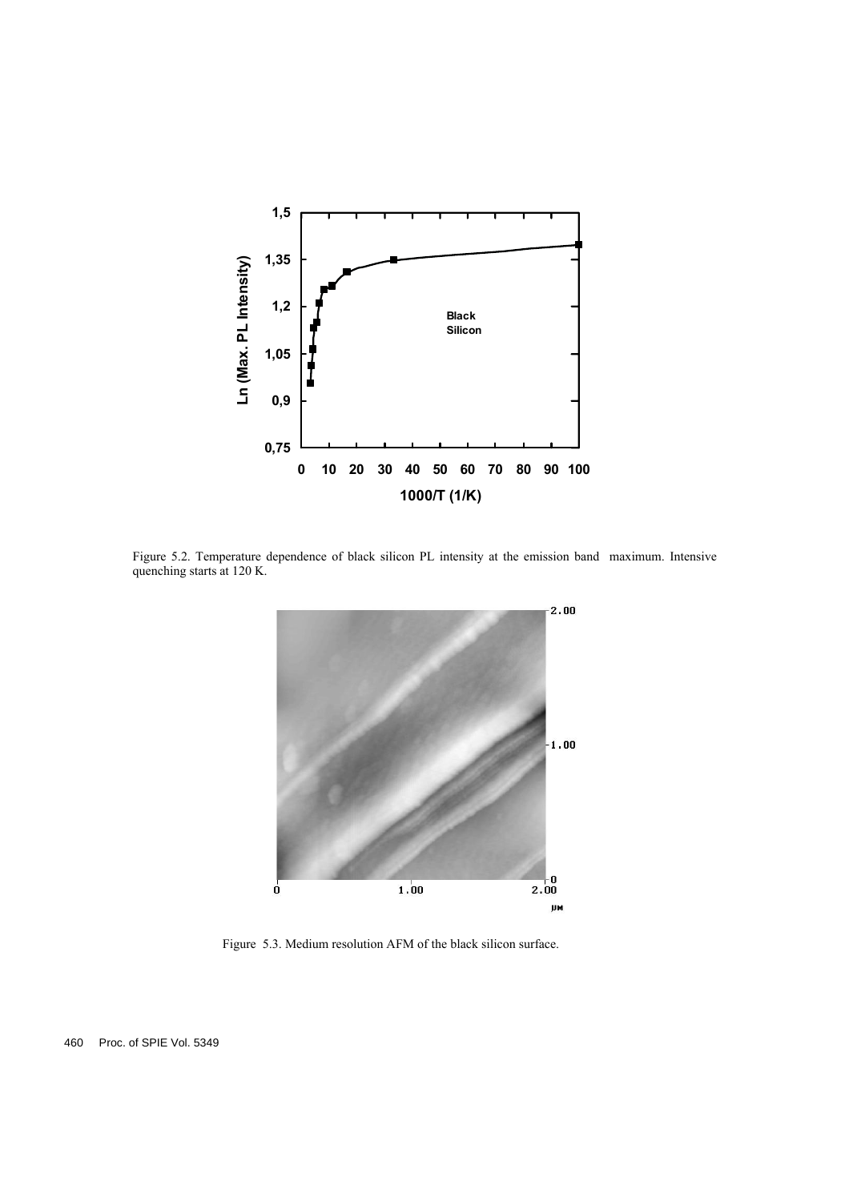Figure 5.2. Temperature dependence of black silicon PL intensity at the emission band maximum. Intensive quenching starts at 120 K.

Figure 5.3. Medium resolution AFM of the black silicon surface.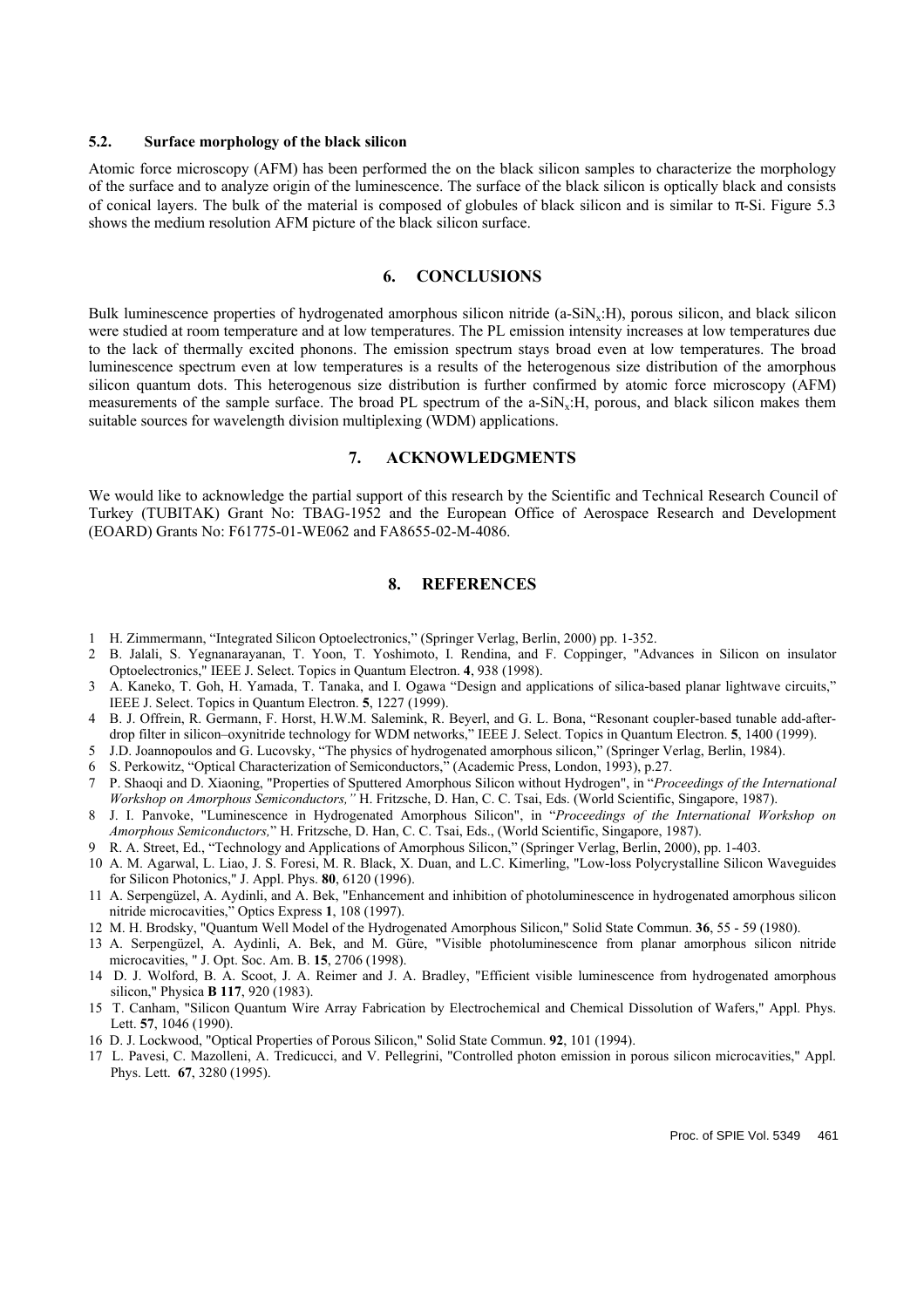### 5.2. Surface morphology of the black silicon

Atomic force microscopy (AFM) has been performed the on the black silicon samples to characterize the morphology of the surface and to analyze origin of the luminescence. The surface of the black silicon is optically black and consists of conical layers. The bulk of the material is composed of globules of black silicon and is similar to π-Si. Figure 5.3 shows the medium resolution AFM picture of the black silicon surface.

## 6. CONCLUSIONS

Bulk luminescence properties of hydrogenated amorphous silicon nitride (a-$SiN_x$:H), porous silicon, and black silicon were studied at room temperature and at low temperatures. The PL emission intensity increases at low temperatures due to the lack of thermally excited phonons. The emission spectrum stays broad even at low temperatures. The broad luminescence spectrum even at low temperatures is a results of the heterogenous size distribution of the amorphous silicon quantum dots. This heterogenous size distribution is further confirmed by atomic force microscopy (AFM) measurements of the sample surface. The broad PL spectrum of the a-$SiN_x$:H, porous, and black silicon makes them suitable sources for wavelength division multiplexing (WDM) applications.

## 7. ACKNOWLEDGMENTS

We would like to acknowledge the partial support of this research by the Scientific and Technical Research Council of Turkey (TUBITAK) Grant No: TBAG-1952 and the European Office of Aerospace Research and Development (EOARD) Grants No: F61775-01-WE062 and FA8655-02-M-4086.

## 8. REFERENCES

1. H. Zimmermann, "Integrated Silicon Optoelectronics," (Springer Verlag, Berlin, 2000) pp. 1-352.
2. B. Jalali, S. Yegnanarayanan, T. Yoon, T. Yoshimoto, I. Rendina, and F. Coppinger, "Advances in Silicon on insulator Optoelectronics," IEEE J. Select. Topics in Quantum Electron. **4**, 938 (1998).
3. A. Kaneko, T. Goh, H. Yamada, T. Tanaka, and I. Ogawa "Design and applications of silica-based planar lightwave circuits," IEEE J. Select. Topics in Quantum Electron. **5**, 1227 (1999).
4. B. J. Offrein, R. Germann, F. Horst, H.W.M. Salemink, R. Beyerl, and G. L. Bona, "Resonant coupler-based tunable add-after-drop filter in silicon–oxynitride technology for WDM networks," IEEE J. Select. Topics in Quantum Electron. **5**, 1400 (1999).
5. J.D. Joannopoulos and G. Lucovsky, "The physics of hydrogenated amorphous silicon," (Springer Verlag, Berlin, 1984).
6. S. Perkowitz, "Optical Characterization of Semiconductors," (Academic Press, London, 1993), p.27.
7. P. Shaoqi and D. Xiaoning, "Properties of Sputtered Amorphous Silicon without Hydrogen", in "*Proceedings of the International Workshop on Amorphous Semiconductors,"* H. Fritzsche, D. Han, C. C. Tsai, Eds. (World Scientific, Singapore, 1987).
8. J. I. Panvoke, "Luminescence in Hydrogenated Amorphous Silicon", in "*Proceedings of the International Workshop on Amorphous Semiconductors,*" H. Fritzsche, D. Han, C. C. Tsai, Eds., (World Scientific, Singapore, 1987).
9. R. A. Street, Ed., "Technology and Applications of Amorphous Silicon," (Springer Verlag, Berlin, 2000), pp. 1-403.
10. A. M. Agarwal, L. Liao, J. S. Foresi, M. R. Black, X. Duan, and L.C. Kimerling, "Low-loss Polycrystalline Silicon Waveguides for Silicon Photonics," J. Appl. Phys. **80**, 6120 (1996).
11. A. Serpengüzel, A. Aydinli, and A. Bek, "Enhancement and inhibition of photoluminescence in hydrogenated amorphous silicon nitride microcavities," Optics Express **1**, 108 (1997).
12. M. H. Brodsky, "Quantum Well Model of the Hydrogenated Amorphous Silicon," Solid State Commun. **36**, 55 - 59 (1980).
13. A. Serpengüzel, A. Aydinli, A. Bek, and M. Güre, "Visible photoluminescence from planar amorphous silicon nitride microcavities, " J. Opt. Soc. Am. B. **15**, 2706 (1998).
14. D. J. Wolford, B. A. Scoot, J. A. Reimer and J. A. Bradley, "Efficient visible luminescence from hydrogenated amorphous silicon," Physica **B 117**, 920 (1983).
15. T. Canham, "Silicon Quantum Wire Array Fabrication by Electrochemical and Chemical Dissolution of Wafers," Appl. Phys. Lett. **57**, 1046 (1990).
16. D. J. Lockwood, "Optical Properties of Porous Silicon," Solid State Commun. **92**, 101 (1994).
17. L. Pavesi, C. Mazolleni, A. Tredicucci, and V. Pellegrini, "Controlled photon emission in porous silicon microcavities," Appl. Phys. Lett. **67**, 3280 (1995).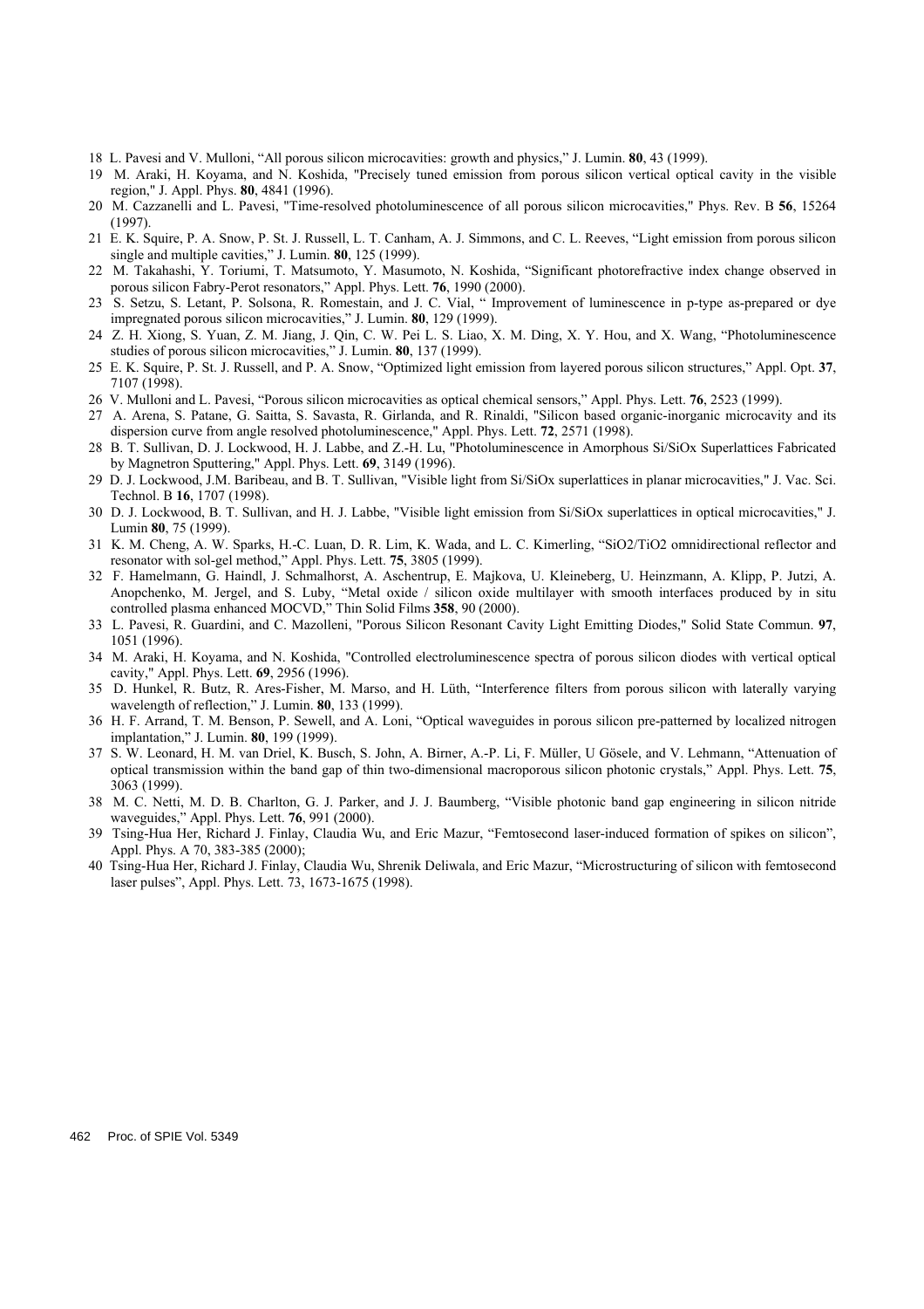18 L. Pavesi and V. Mulloni, “All porous silicon microcavities: growth and physics,” J. Lumin. **80**, 43 (1999).

19 M. Araki, H. Koyama, and N. Koshida, "Precisely tuned emission from porous silicon vertical optical cavity in the visible region," J. Appl. Phys. **80**, 4841 (1996).

20 M. Cazzanelli and L. Pavesi, "Time-resolved photoluminescence of all porous silicon microcavities," Phys. Rev. B **56**, 15264 (1997).

21 E. K. Squire, P. A. Snow, P. St. J. Russell, L. T. Canham, A. J. Simmons, and C. L. Reeves, “Light emission from porous silicon single and multiple cavities,” J. Lumin. **80**, 125 (1999).

22 M. Takahashi, Y. Toriumi, T. Matsumoto, Y. Masumoto, N. Koshida, “Significant photorefractive index change observed in porous silicon Fabry-Perot resonators,” Appl. Phys. Lett. **76**, 1990 (2000).

23 S. Setzu, S. Letant, P. Solsona, R. Romestain, and J. C. Vial, “ Improvement of luminescence in p-type as-prepared or dye impregnated porous silicon microcavities,” J. Lumin. **80**, 129 (1999).

24 Z. H. Xiong, S. Yuan, Z. M. Jiang, J. Qin, C. W. Pei L. S. Liao, X. M. Ding, X. Y. Hou, and X. Wang, “Photoluminescence studies of porous silicon microcavities,” J. Lumin. **80**, 137 (1999).

25 E. K. Squire, P. St. J. Russell, and P. A. Snow, “Optimized light emission from layered porous silicon structures,” Appl. Opt. **37**, 7107 (1998).

26 V. Mulloni and L. Pavesi, “Porous silicon microcavities as optical chemical sensors,” Appl. Phys. Lett. **76**, 2523 (1999).

27 A. Arena, S. Patane, G. Saitta, S. Savasta, R. Girlanda, and R. Rinaldi, "Silicon based organic-inorganic microcavity and its dispersion curve from angle resolved photoluminescence," Appl. Phys. Lett. **72**, 2571 (1998).

28 B. T. Sullivan, D. J. Lockwood, H. J. Labbe, and Z.-H. Lu, "Photoluminescence in Amorphous Si/SiOx Superlattices Fabricated by Magnetron Sputtering," Appl. Phys. Lett. **69**, 3149 (1996).

29 D. J. Lockwood, J.M. Baribeau, and B. T. Sullivan, "Visible light from Si/SiOx superlattices in planar microcavities," J. Vac. Sci. Technol. B **16**, 1707 (1998).

30 D. J. Lockwood, B. T. Sullivan, and H. J. Labbe, "Visible light emission from Si/SiOx superlattices in optical microcavities," J. Lumin **80**, 75 (1999).

31 K. M. Cheng, A. W. Sparks, H.-C. Luan, D. R. Lim, K. Wada, and L. C. Kimerling, “SiO2/TiO2 omnidirectional reflector and resonator with sol-gel method,” Appl. Phys. Lett. **75**, 3805 (1999).

32 F. Hamelmann, G. Haindl, J. Schmalhorst, A. Aschentrup, E. Majkova, U. Kleineberg, U. Heinzmann, A. Klipp, P. Jutzi, A. Anopchenko, M. Jergel, and S. Luby, “Metal oxide / silicon oxide multilayer with smooth interfaces produced by in situ controlled plasma enhanced MOCVD,” Thin Solid Films **358**, 90 (2000).

33 L. Pavesi, R. Guardini, and C. Mazolleni, "Porous Silicon Resonant Cavity Light Emitting Diodes," Solid State Commun. **97**, 1051 (1996).

34 M. Araki, H. Koyama, and N. Koshida, "Controlled electroluminescence spectra of porous silicon diodes with vertical optical cavity," Appl. Phys. Lett. **69**, 2956 (1996).

35 D. Hunkel, R. Butz, R. Ares-Fisher, M. Marso, and H. Lüth, “Interference filters from porous silicon with laterally varying wavelength of reflection,” J. Lumin. **80**, 133 (1999).

36 H. F. Arrand, T. M. Benson, P. Sewell, and A. Loni, “Optical waveguides in porous silicon pre-patterned by localized nitrogen implantation,” J. Lumin. **80**, 199 (1999).

37 S. W. Leonard, H. M. van Driel, K. Busch, S. John, A. Birner, A.-P. Li, F. Müller, U Gösele, and V. Lehmann, “Attenuation of optical transmission within the band gap of thin two-dimensional macroporous silicon photonic crystals,” Appl. Phys. Lett. **75**, 3063 (1999).

38 M. C. Netti, M. D. B. Charlton, G. J. Parker, and J. J. Baumberg, “Visible photonic band gap engineering in silicon nitride waveguides,” Appl. Phys. Lett. **76**, 991 (2000).

39 Tsing-Hua Her, Richard J. Finlay, Claudia Wu, and Eric Mazur, “Femtosecond laser-induced formation of spikes on silicon”, Appl. Phys. A 70, 383-385 (2000);

40 Tsing-Hua Her, Richard J. Finlay, Claudia Wu, Shrenik Deliwala, and Eric Mazur, “Microstructuring of silicon with femtosecond laser pulses”, Appl. Phys. Lett. 73, 1673-1675 (1998).